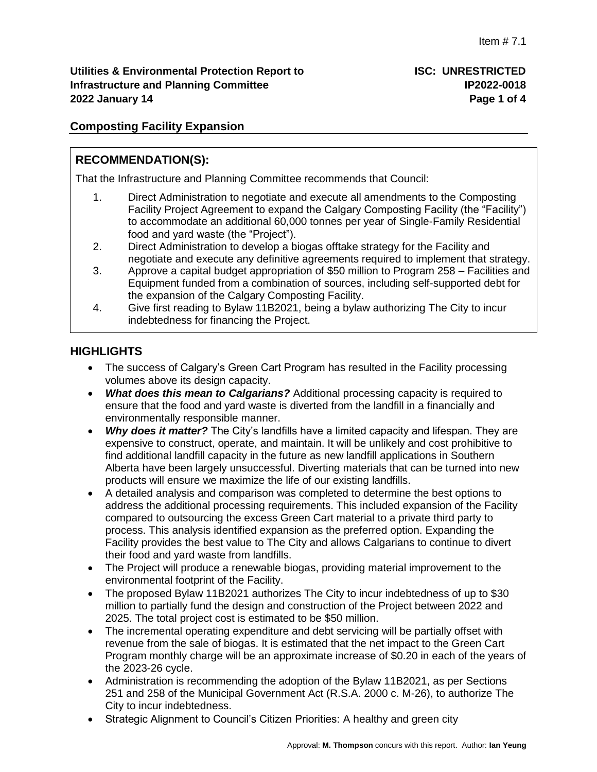Item # 7.1

**Utilities & Environmental Protection Report to Infrastructure and Planning Committee**
**2022 January 14**

**ISC: UNRESTRICTED**
**IP2022-0018**

## Composting Facility Expansion

### RECOMMENDATION(S):

That the Infrastructure and Planning Committee recommends that Council:

1. Direct Administration to negotiate and execute all amendments to the Composting Facility Project Agreement to expand the Calgary Composting Facility (the "Facility") to accommodate an additional 60,000 tonnes per year of Single-Family Residential food and yard waste (the "Project").
2. Direct Administration to develop a biogas offtake strategy for the Facility and negotiate and execute any definitive agreements required to implement that strategy.
3. Approve a capital budget appropriation of $50 million to Program 258 – Facilities and Equipment funded from a combination of sources, including self-supported debt for the expansion of the Calgary Composting Facility.
4. Give first reading to Bylaw 11B2021, being a bylaw authorizing The City to incur indebtedness for financing the Project.

### HIGHLIGHTS

- The success of Calgary's Green Cart Program has resulted in the Facility processing volumes above its design capacity.
- ***What does this mean to Calgarians?*** Additional processing capacity is required to ensure that the food and yard waste is diverted from the landfill in a financially and environmentally responsible manner.
- ***Why does it matter?*** The City's landfills have a limited capacity and lifespan. They are expensive to construct, operate, and maintain. It will be unlikely and cost prohibitive to find additional landfill capacity in the future as new landfill applications in Southern Alberta have been largely unsuccessful. Diverting materials that can be turned into new products will ensure we maximize the life of our existing landfills.
- A detailed analysis and comparison was completed to determine the best options to address the additional processing requirements. This included expansion of the Facility compared to outsourcing the excess Green Cart material to a private third party to process. This analysis identified expansion as the preferred option. Expanding the Facility provides the best value to The City and allows Calgarians to continue to divert their food and yard waste from landfills.
- The Project will produce a renewable biogas, providing material improvement to the environmental footprint of the Facility.
- The proposed Bylaw 11B2021 authorizes The City to incur indebtedness of up to $30 million to partially fund the design and construction of the Project between 2022 and 2025. The total project cost is estimated to be $50 million.
- The incremental operating expenditure and debt servicing will be partially offset with revenue from the sale of biogas. It is estimated that the net impact to the Green Cart Program monthly charge will be an approximate increase of $0.20 in each of the years of the 2023-26 cycle.
- Administration is recommending the adoption of the Bylaw 11B2021, as per Sections 251 and 258 of the Municipal Government Act (R.S.A. 2000 c. M-26), to authorize The City to incur indebtedness.
- Strategic Alignment to Council's Citizen Priorities: A healthy and green city

Approval: **M. Thompson** concurs with this report. Author: **Ian Yeung**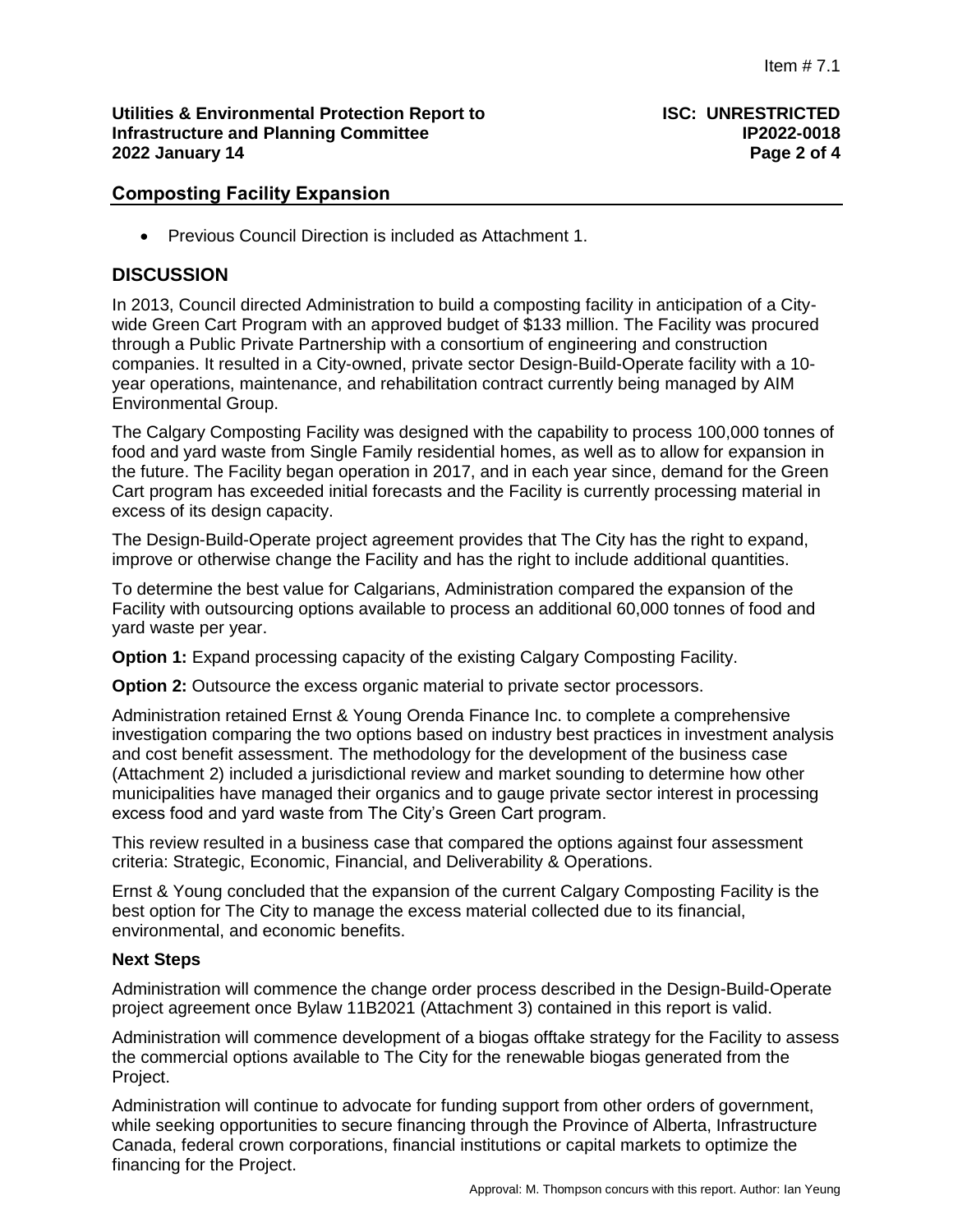## Composting Facility Expansion

- Previous Council Direction is included as Attachment 1.

## DISCUSSION

In 2013, Council directed Administration to build a composting facility in anticipation of a City-wide Green Cart Program with an approved budget of $133 million. The Facility was procured through a Public Private Partnership with a consortium of engineering and construction companies. It resulted in a City-owned, private sector Design-Build-Operate facility with a 10-year operations, maintenance, and rehabilitation contract currently being managed by AIM Environmental Group.

The Calgary Composting Facility was designed with the capability to process 100,000 tonnes of food and yard waste from Single Family residential homes, as well as to allow for expansion in the future. The Facility began operation in 2017, and in each year since, demand for the Green Cart program has exceeded initial forecasts and the Facility is currently processing material in excess of its design capacity.

The Design-Build-Operate project agreement provides that The City has the right to expand, improve or otherwise change the Facility and has the right to include additional quantities.

To determine the best value for Calgarians, Administration compared the expansion of the Facility with outsourcing options available to process an additional 60,000 tonnes of food and yard waste per year.

**Option 1:** Expand processing capacity of the existing Calgary Composting Facility.

**Option 2:** Outsource the excess organic material to private sector processors.

Administration retained Ernst & Young Orenda Finance Inc. to complete a comprehensive investigation comparing the two options based on industry best practices in investment analysis and cost benefit assessment. The methodology for the development of the business case (Attachment 2) included a jurisdictional review and market sounding to determine how other municipalities have managed their organics and to gauge private sector interest in processing excess food and yard waste from The City's Green Cart program.

This review resulted in a business case that compared the options against four assessment criteria: Strategic, Economic, Financial, and Deliverability & Operations.

Ernst & Young concluded that the expansion of the current Calgary Composting Facility is the best option for The City to manage the excess material collected due to its financial, environmental, and economic benefits.

### Next Steps

Administration will commence the change order process described in the Design-Build-Operate project agreement once Bylaw 11B2021 (Attachment 3) contained in this report is valid.

Administration will commence development of a biogas offtake strategy for the Facility to assess the commercial options available to The City for the renewable biogas generated from the Project.

Administration will continue to advocate for funding support from other orders of government, while seeking opportunities to secure financing through the Province of Alberta, Infrastructure Canada, federal crown corporations, financial institutions or capital markets to optimize the financing for the Project.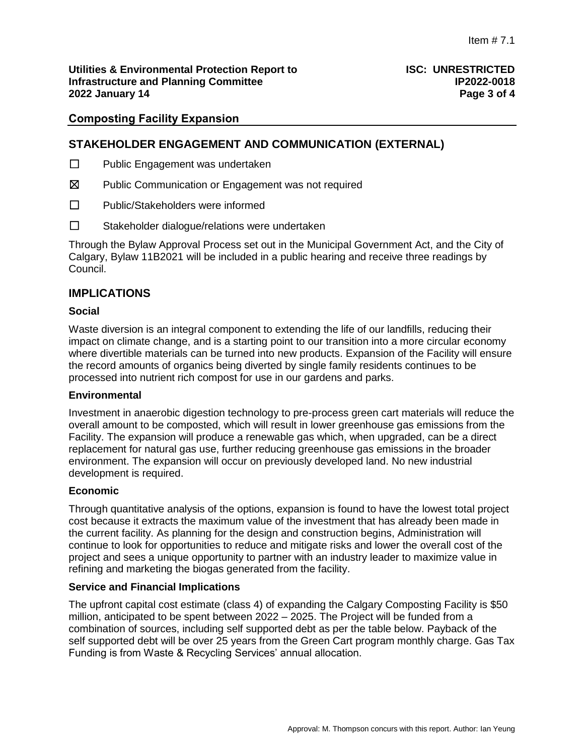## Composting Facility Expansion

## STAKEHOLDER ENGAGEMENT AND COMMUNICATION (EXTERNAL)

☐ Public Engagement was undertaken

☒ Public Communication or Engagement was not required

☐ Public/Stakeholders were informed

☐ Stakeholder dialogue/relations were undertaken

Through the Bylaw Approval Process set out in the Municipal Government Act, and the City of Calgary, Bylaw 11B2021 will be included in a public hearing and receive three readings by Council.

## IMPLICATIONS

### Social

Waste diversion is an integral component to extending the life of our landfills, reducing their impact on climate change, and is a starting point to our transition into a more circular economy where divertible materials can be turned into new products. Expansion of the Facility will ensure the record amounts of organics being diverted by single family residents continues to be processed into nutrient rich compost for use in our gardens and parks.

### Environmental

Investment in anaerobic digestion technology to pre-process green cart materials will reduce the overall amount to be composted, which will result in lower greenhouse gas emissions from the Facility. The expansion will produce a renewable gas which, when upgraded, can be a direct replacement for natural gas use, further reducing greenhouse gas emissions in the broader environment. The expansion will occur on previously developed land. No new industrial development is required.

### Economic

Through quantitative analysis of the options, expansion is found to have the lowest total project cost because it extracts the maximum value of the investment that has already been made in the current facility. As planning for the design and construction begins, Administration will continue to look for opportunities to reduce and mitigate risks and lower the overall cost of the project and sees a unique opportunity to partner with an industry leader to maximize value in refining and marketing the biogas generated from the facility.

### Service and Financial Implications

The upfront capital cost estimate (class 4) of expanding the Calgary Composting Facility is $50 million, anticipated to be spent between 2022 – 2025. The Project will be funded from a combination of sources, including self supported debt as per the table below. Payback of the self supported debt will be over 25 years from the Green Cart program monthly charge. Gas Tax Funding is from Waste & Recycling Services' annual allocation.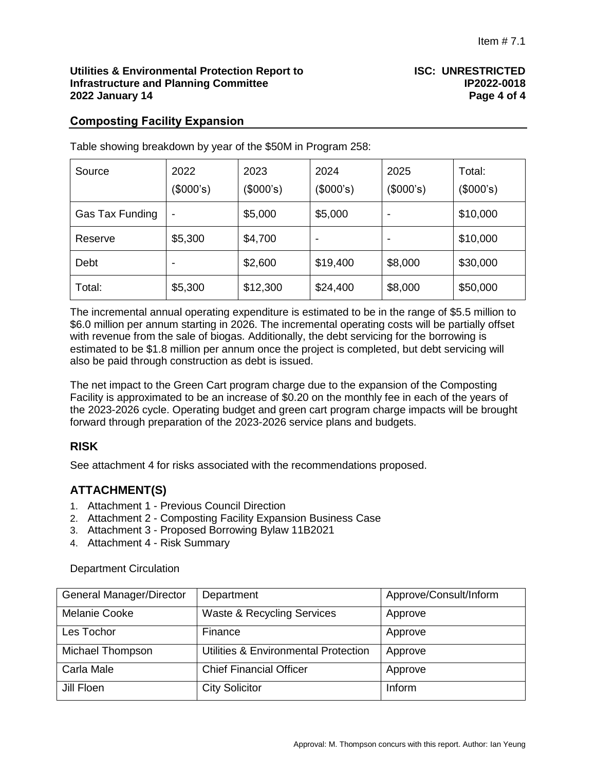## Composting Facility Expansion

Table showing breakdown by year of the $50M in Program 258:

| Source | 2022 ($000's) | 2023 ($000's) | 2024 ($000's) | 2025 ($000's) | Total: ($000's) |
|---|---|---|---|---|---|
| Gas Tax Funding | - | $5,000 | $5,000 | - | $10,000 |
| Reserve | $5,300 | $4,700 | - | - | $10,000 |
| Debt | - | $2,600 | $19,400 | $8,000 | $30,000 |
| Total: | $5,300 | $12,300 | $24,400 | $8,000 | $50,000 |

The incremental annual operating expenditure is estimated to be in the range of $5.5 million to $6.0 million per annum starting in 2026. The incremental operating costs will be partially offset with revenue from the sale of biogas. Additionally, the debt servicing for the borrowing is estimated to be $1.8 million per annum once the project is completed, but debt servicing will also be paid through construction as debt is issued.

The net impact to the Green Cart program charge due to the expansion of the Composting Facility is approximated to be an increase of $0.20 on the monthly fee in each of the years of the 2023-2026 cycle. Operating budget and green cart program charge impacts will be brought forward through preparation of the 2023-2026 service plans and budgets.

## RISK

See attachment 4 for risks associated with the recommendations proposed.

## ATTACHMENT(S)

1. Attachment 1 - Previous Council Direction
2. Attachment 2 - Composting Facility Expansion Business Case
3. Attachment 3 - Proposed Borrowing Bylaw 11B2021
4. Attachment 4 - Risk Summary

Department Circulation

| General Manager/Director | Department | Approve/Consult/Inform |
|---|---|---|
| Melanie Cooke | Waste & Recycling Services | Approve |
| Les Tochor | Finance | Approve |
| Michael Thompson | Utilities & Environmental Protection | Approve |
| Carla Male | Chief Financial Officer | Approve |
| Jill Floen | City Solicitor | Inform |

Approval: M. Thompson concurs with this report. Author: Ian Yeung